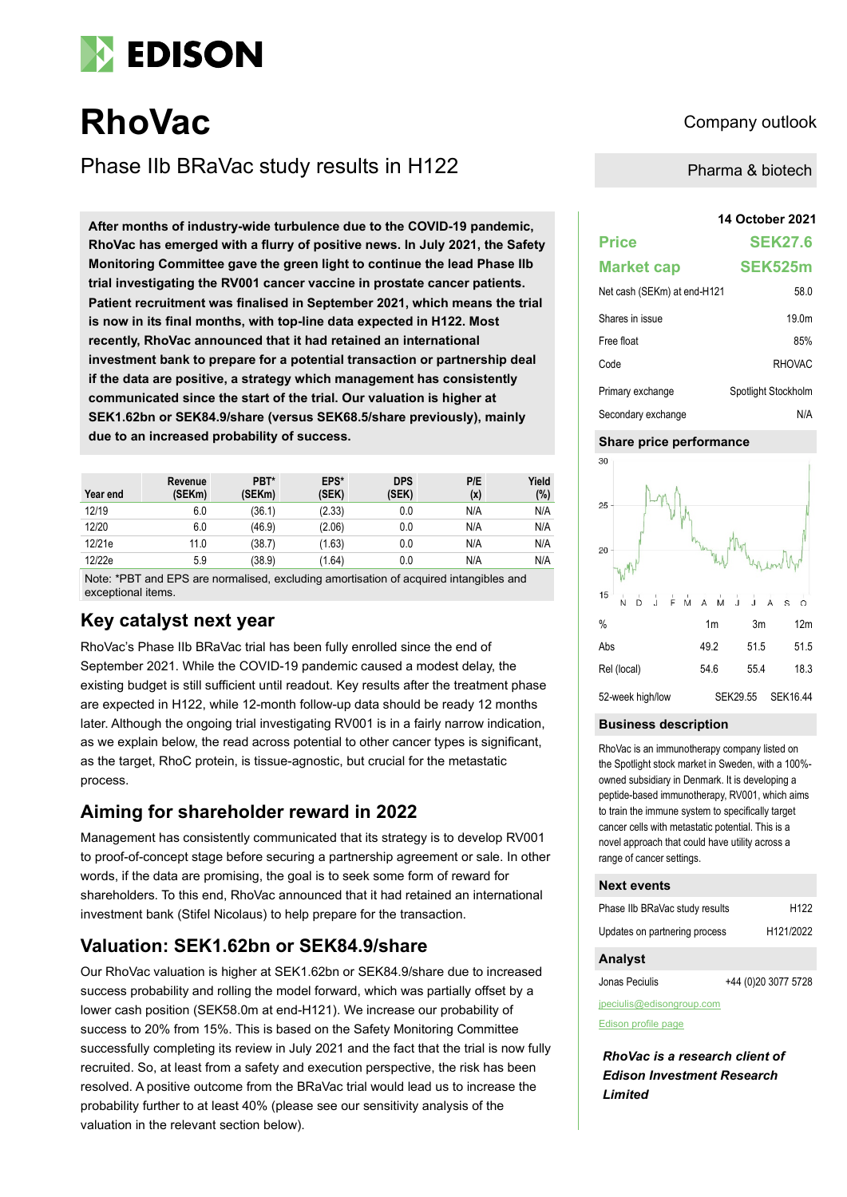# RhoVac

Company outlook

## Phase IIb BRaVac study results in H122

Pharma & biotech

**After months of industry-wide turbulence due to the COVID-19 pandemic, RhoVac has emerged with a flurry of positive news. In July 2021, the Safety Monitoring Committee gave the green light to continue the lead Phase IIb trial investigating the RV001 cancer vaccine in prostate cancer patients. Patient recruitment was finalised in September 2021, which means the trial is now in its final months, with top-line data expected in H122. Most recently, RhoVac announced that it had retained an international investment bank to prepare for a potential transaction or partnership deal if the data are positive, a strategy which management has consistently communicated since the start of the trial. Our valuation is higher at SEK1.62bn or SEK84.9/share (versus SEK68.5/share previously), mainly due to an increased probability of success.**

| Year end | Revenue (SEKm) | PBT* (SEKm) | EPS* (SEK) | DPS (SEK) | P/E (x) | Yield (%) |
|---|---|---|---|---|---|---|
| 12/19 | 6.0 | (36.1) | (2.33) | 0.0 | N/A | N/A |
| 12/20 | 6.0 | (46.9) | (2.06) | 0.0 | N/A | N/A |
| 12/21e | 11.0 | (38.7) | (1.63) | 0.0 | N/A | N/A |
| 12/22e | 5.9 | (38.9) | (1.64) | 0.0 | N/A | N/A |

Note: *PBT and EPS are normalised, excluding amortisation of acquired intangibles and exceptional items.

## Key catalyst next year

RhoVac's Phase IIb BRaVac trial has been fully enrolled since the end of September 2021. While the COVID-19 pandemic caused a modest delay, the existing budget is still sufficient until readout. Key results after the treatment phase are expected in H122, while 12-month follow-up data should be ready 12 months later. Although the ongoing trial investigating RV001 is in a fairly narrow indication, as we explain below, the read across potential to other cancer types is significant, as the target, RhoC protein, is tissue-agnostic, but crucial for the metastatic process.

## Aiming for shareholder reward in 2022

Management has consistently communicated that its strategy is to develop RV001 to proof-of-concept stage before securing a partnership agreement or sale. In other words, if the data are promising, the goal is to seek some form of reward for shareholders. To this end, RhoVac announced that it had retained an international investment bank (Stifel Nicolaus) to help prepare for the transaction.

## Valuation: SEK1.62bn or SEK84.9/share

Our RhoVac valuation is higher at SEK1.62bn or SEK84.9/share due to increased success probability and rolling the model forward, which was partially offset by a lower cash position (SEK58.0m at end-H121). We increase our probability of success to 20% from 15%. This is based on the Safety Monitoring Committee successfully completing its review in July 2021 and the fact that the trial is now fully recruited. So, at least from a safety and execution perspective, the risk has been resolved. A positive outcome from the BRaVac trial would lead us to increase the probability further to at least 40% (please see our sensitivity analysis of the valuation in the relevant section below).

**14 October 2021**

| | |
|---|---|
| **Price** | **SEK27.6** |
| **Market cap** | **SEK525m** |
| Net cash (SEKm) at end-H121 | 58.0 |
| Shares in issue | 19.0m |
| Free float | 85% |
| Code | RHOVAC |
| Primary exchange | Spotlight Stockholm |
| Secondary exchange | N/A |

### Share price performance

| % | 1m | 3m | 12m |
|---|---|---|---|
| Abs | 49.2 | 51.5 | 51.5 |
| Rel (local) | 54.6 | 55.4 | 18.3 |
| 52-week high/low | | SEK29.55 | SEK16.44 |

### Business description

RhoVac is an immunotherapy company listed on the Spotlight stock market in Sweden, with a 100%-owned subsidiary in Denmark. It is developing a peptide-based immunotherapy, RV001, which aims to train the immune system to specifically target cancer cells with metastatic potential. This is a novel approach that could have utility across a range of cancer settings.

### Next events

| | |
|---|---|
| Phase IIb BRaVac study results | H122 |
| Updates on partnering process | H121/2022 |

### Analyst

Jonas Peciulis +44 (0)20 3077 5728

jpeciulis@edisongroup.com

Edison profile page

*RhoVac is a research client of Edison Investment Research Limited*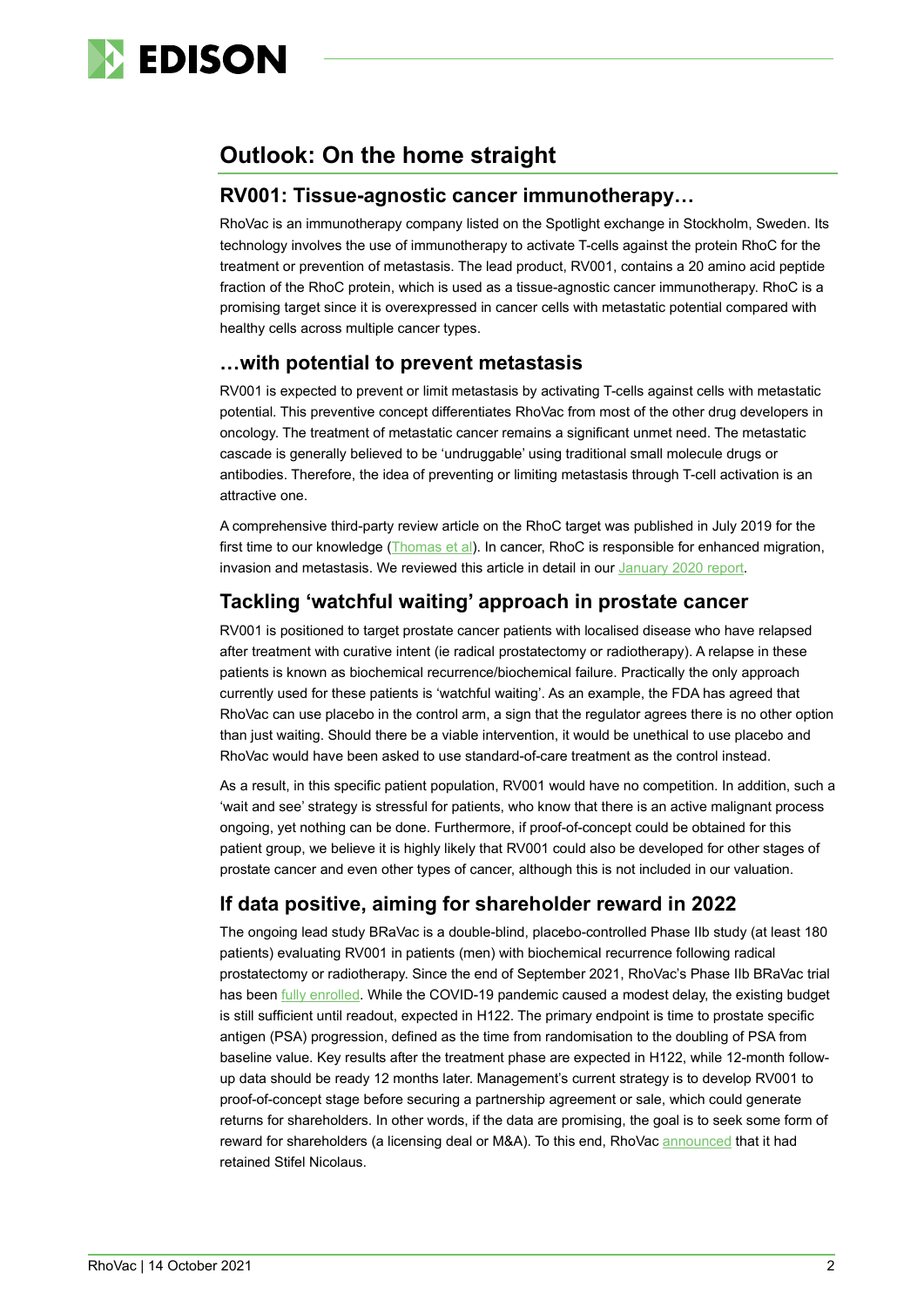## Outlook: On the home straight

### RV001: Tissue-agnostic cancer immunotherapy…

RhoVac is an immunotherapy company listed on the Spotlight exchange in Stockholm, Sweden. Its technology involves the use of immunotherapy to activate T-cells against the protein RhoC for the treatment or prevention of metastasis. The lead product, RV001, contains a 20 amino acid peptide fraction of the RhoC protein, which is used as a tissue-agnostic cancer immunotherapy. RhoC is a promising target since it is overexpressed in cancer cells with metastatic potential compared with healthy cells across multiple cancer types.

### …with potential to prevent metastasis

RV001 is expected to prevent or limit metastasis by activating T-cells against cells with metastatic potential. This preventive concept differentiates RhoVac from most of the other drug developers in oncology. The treatment of metastatic cancer remains a significant unmet need. The metastatic cascade is generally believed to be 'undruggable' using traditional small molecule drugs or antibodies. Therefore, the idea of preventing or limiting metastasis through T-cell activation is an attractive one.

A comprehensive third-party review article on the RhoC target was published in July 2019 for the first time to our knowledge (Thomas et al). In cancer, RhoC is responsible for enhanced migration, invasion and metastasis. We reviewed this article in detail in our January 2020 report.

### Tackling 'watchful waiting' approach in prostate cancer

RV001 is positioned to target prostate cancer patients with localised disease who have relapsed after treatment with curative intent (ie radical prostatectomy or radiotherapy). A relapse in these patients is known as biochemical recurrence/biochemical failure. Practically the only approach currently used for these patients is 'watchful waiting'. As an example, the FDA has agreed that RhoVac can use placebo in the control arm, a sign that the regulator agrees there is no other option than just waiting. Should there be a viable intervention, it would be unethical to use placebo and RhoVac would have been asked to use standard-of-care treatment as the control instead.

As a result, in this specific patient population, RV001 would have no competition. In addition, such a 'wait and see' strategy is stressful for patients, who know that there is an active malignant process ongoing, yet nothing can be done. Furthermore, if proof-of-concept could be obtained for this patient group, we believe it is highly likely that RV001 could also be developed for other stages of prostate cancer and even other types of cancer, although this is not included in our valuation.

### If data positive, aiming for shareholder reward in 2022

The ongoing lead study BRaVac is a double-blind, placebo-controlled Phase IIb study (at least 180 patients) evaluating RV001 in patients (men) with biochemical recurrence following radical prostatectomy or radiotherapy. Since the end of September 2021, RhoVac's Phase IIb BRaVac trial has been fully enrolled. While the COVID-19 pandemic caused a modest delay, the existing budget is still sufficient until readout, expected in H122. The primary endpoint is time to prostate specific antigen (PSA) progression, defined as the time from randomisation to the doubling of PSA from baseline value. Key results after the treatment phase are expected in H122, while 12-month follow-up data should be ready 12 months later. Management's current strategy is to develop RV001 to proof-of-concept stage before securing a partnership agreement or sale, which could generate returns for shareholders. In other words, if the data are promising, the goal is to seek some form of reward for shareholders (a licensing deal or M&A). To this end, RhoVac announced that it had retained Stifel Nicolaus.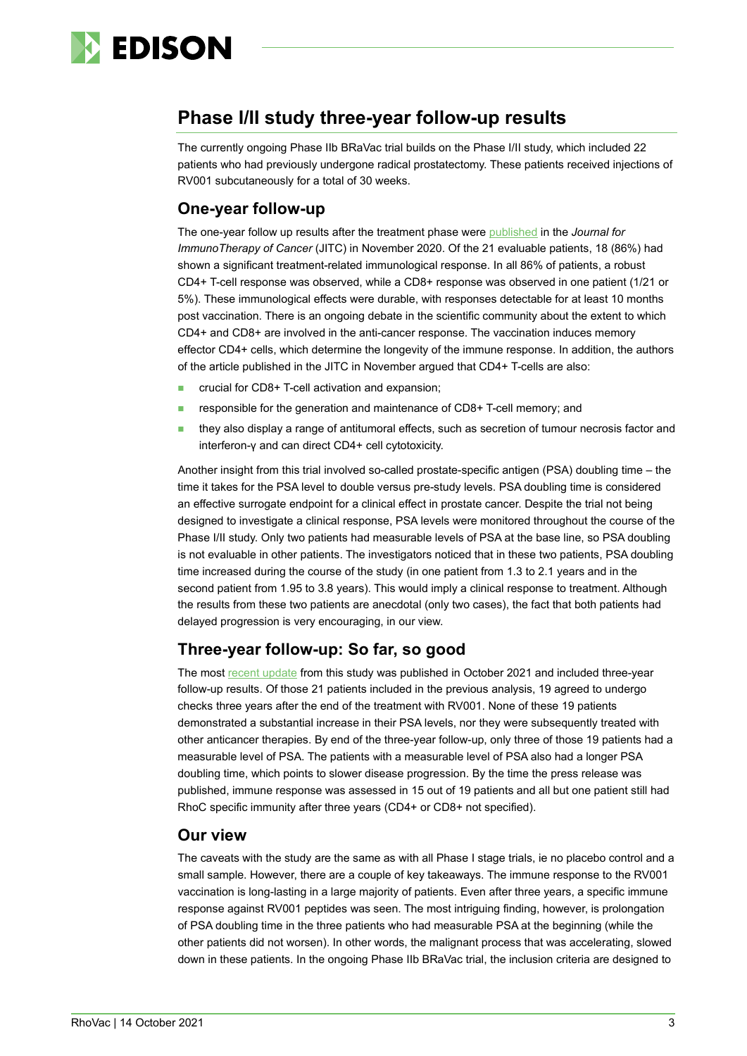## Phase I/II study three-year follow-up results

The currently ongoing Phase IIb BRaVac trial builds on the Phase I/II study, which included 22 patients who had previously undergone radical prostatectomy. These patients received injections of RV001 subcutaneously for a total of 30 weeks.

### One-year follow-up

The one-year follow up results after the treatment phase were published in the *Journal for ImmunoTherapy of Cancer* (JITC) in November 2020. Of the 21 evaluable patients, 18 (86%) had shown a significant treatment-related immunological response. In all 86% of patients, a robust CD4+ T-cell response was observed, while a CD8+ response was observed in one patient (1/21 or 5%). These immunological effects were durable, with responses detectable for at least 10 months post vaccination. There is an ongoing debate in the scientific community about the extent to which CD4+ and CD8+ are involved in the anti-cancer response. The vaccination induces memory effector CD4+ cells, which determine the longevity of the immune response. In addition, the authors of the article published in the JITC in November argued that CD4+ T-cells are also:

- crucial for CD8+ T-cell activation and expansion;
- responsible for the generation and maintenance of CD8+ T-cell memory; and
- they also display a range of antitumoral effects, such as secretion of tumour necrosis factor and interferon-γ and can direct CD4+ cell cytotoxicity.

Another insight from this trial involved so-called prostate-specific antigen (PSA) doubling time – the time it takes for the PSA level to double versus pre-study levels. PSA doubling time is considered an effective surrogate endpoint for a clinical effect in prostate cancer. Despite the trial not being designed to investigate a clinical response, PSA levels were monitored throughout the course of the Phase I/II study. Only two patients had measurable levels of PSA at the base line, so PSA doubling is not evaluable in other patients. The investigators noticed that in these two patients, PSA doubling time increased during the course of the study (in one patient from 1.3 to 2.1 years and in the second patient from 1.95 to 3.8 years). This would imply a clinical response to treatment. Although the results from these two patients are anecdotal (only two cases), the fact that both patients had delayed progression is very encouraging, in our view.

### Three-year follow-up: So far, so good

The most recent update from this study was published in October 2021 and included three-year follow-up results. Of those 21 patients included in the previous analysis, 19 agreed to undergo checks three years after the end of the treatment with RV001. None of these 19 patients demonstrated a substantial increase in their PSA levels, nor they were subsequently treated with other anticancer therapies. By end of the three-year follow-up, only three of those 19 patients had a measurable level of PSA. The patients with a measurable level of PSA also had a longer PSA doubling time, which points to slower disease progression. By the time the press release was published, immune response was assessed in 15 out of 19 patients and all but one patient still had RhoC specific immunity after three years (CD4+ or CD8+ not specified).

### Our view

The caveats with the study are the same as with all Phase I stage trials, ie no placebo control and a small sample. However, there are a couple of key takeaways. The immune response to the RV001 vaccination is long-lasting in a large majority of patients. Even after three years, a specific immune response against RV001 peptides was seen. The most intriguing finding, however, is prolongation of PSA doubling time in the three patients who had measurable PSA at the beginning (while the other patients did not worsen). In other words, the malignant process that was accelerating, slowed down in these patients. In the ongoing Phase IIb BRaVac trial, the inclusion criteria are designed to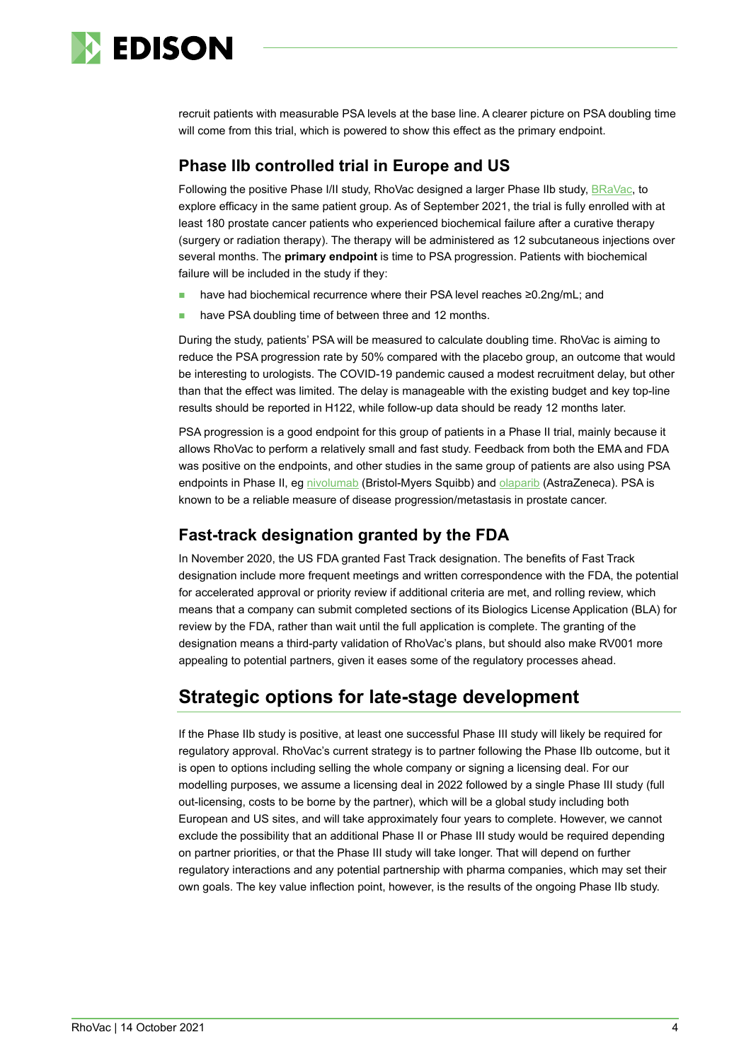recruit patients with measurable PSA levels at the base line. A clearer picture on PSA doubling time will come from this trial, which is powered to show this effect as the primary endpoint.

### Phase IIb controlled trial in Europe and US

Following the positive Phase I/II study, RhoVac designed a larger Phase IIb study, BRaVac, to explore efficacy in the same patient group. As of September 2021, the trial is fully enrolled with at least 180 prostate cancer patients who experienced biochemical failure after a curative therapy (surgery or radiation therapy). The therapy will be administered as 12 subcutaneous injections over several months. The **primary endpoint** is time to PSA progression. Patients with biochemical failure will be included in the study if they:

- have had biochemical recurrence where their PSA level reaches ≥0.2ng/mL; and
- have PSA doubling time of between three and 12 months.

During the study, patients' PSA will be measured to calculate doubling time. RhoVac is aiming to reduce the PSA progression rate by 50% compared with the placebo group, an outcome that would be interesting to urologists. The COVID-19 pandemic caused a modest recruitment delay, but other than that the effect was limited. The delay is manageable with the existing budget and key top-line results should be reported in H122, while follow-up data should be ready 12 months later.

PSA progression is a good endpoint for this group of patients in a Phase II trial, mainly because it allows RhoVac to perform a relatively small and fast study. Feedback from both the EMA and FDA was positive on the endpoints, and other studies in the same group of patients are also using PSA endpoints in Phase II, eg nivolumab (Bristol-Myers Squibb) and olaparib (AstraZeneca). PSA is known to be a reliable measure of disease progression/metastasis in prostate cancer.

### Fast-track designation granted by the FDA

In November 2020, the US FDA granted Fast Track designation. The benefits of Fast Track designation include more frequent meetings and written correspondence with the FDA, the potential for accelerated approval or priority review if additional criteria are met, and rolling review, which means that a company can submit completed sections of its Biologics License Application (BLA) for review by the FDA, rather than wait until the full application is complete. The granting of the designation means a third-party validation of RhoVac's plans, but should also make RV001 more appealing to potential partners, given it eases some of the regulatory processes ahead.

## Strategic options for late-stage development

If the Phase IIb study is positive, at least one successful Phase III study will likely be required for regulatory approval. RhoVac's current strategy is to partner following the Phase IIb outcome, but it is open to options including selling the whole company or signing a licensing deal. For our modelling purposes, we assume a licensing deal in 2022 followed by a single Phase III study (full out-licensing, costs to be borne by the partner), which will be a global study including both European and US sites, and will take approximately four years to complete. However, we cannot exclude the possibility that an additional Phase II or Phase III study would be required depending on partner priorities, or that the Phase III study will take longer. That will depend on further regulatory interactions and any potential partnership with pharma companies, which may set their own goals. The key value inflection point, however, is the results of the ongoing Phase IIb study.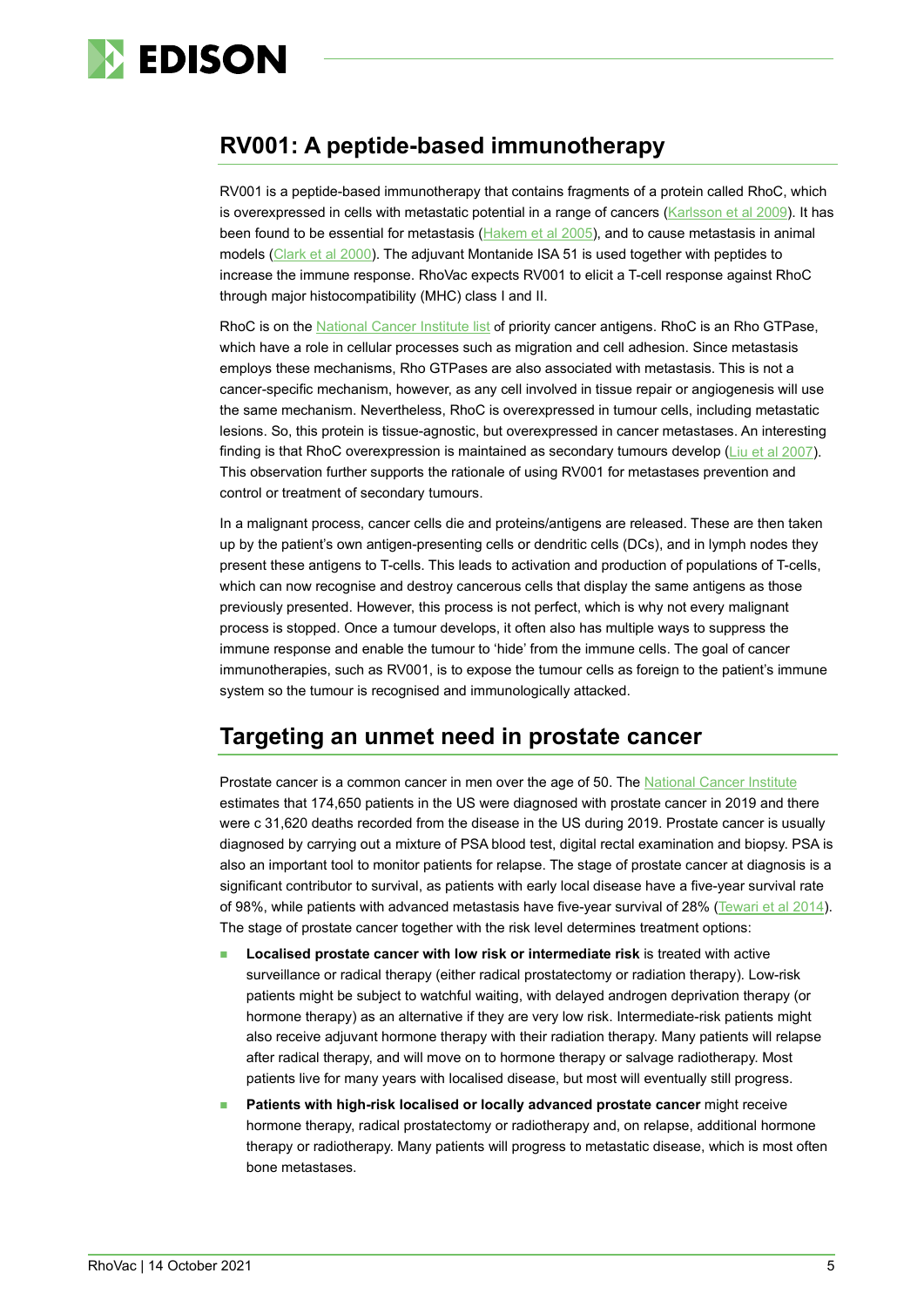## RV001: A peptide-based immunotherapy

RV001 is a peptide-based immunotherapy that contains fragments of a protein called RhoC, which is overexpressed in cells with metastatic potential in a range of cancers (Karlsson et al 2009). It has been found to be essential for metastasis (Hakem et al 2005), and to cause metastasis in animal models (Clark et al 2000). The adjuvant Montanide ISA 51 is used together with peptides to increase the immune response. RhoVac expects RV001 to elicit a T-cell response against RhoC through major histocompatibility (MHC) class I and II.

RhoC is on the National Cancer Institute list of priority cancer antigens. RhoC is an Rho GTPase, which have a role in cellular processes such as migration and cell adhesion. Since metastasis employs these mechanisms, Rho GTPases are also associated with metastasis. This is not a cancer-specific mechanism, however, as any cell involved in tissue repair or angiogenesis will use the same mechanism. Nevertheless, RhoC is overexpressed in tumour cells, including metastatic lesions. So, this protein is tissue-agnostic, but overexpressed in cancer metastases. An interesting finding is that RhoC overexpression is maintained as secondary tumours develop (Liu et al 2007). This observation further supports the rationale of using RV001 for metastases prevention and control or treatment of secondary tumours.

In a malignant process, cancer cells die and proteins/antigens are released. These are then taken up by the patient's own antigen-presenting cells or dendritic cells (DCs), and in lymph nodes they present these antigens to T-cells. This leads to activation and production of populations of T-cells, which can now recognise and destroy cancerous cells that display the same antigens as those previously presented. However, this process is not perfect, which is why not every malignant process is stopped. Once a tumour develops, it often also has multiple ways to suppress the immune response and enable the tumour to 'hide' from the immune cells. The goal of cancer immunotherapies, such as RV001, is to expose the tumour cells as foreign to the patient's immune system so the tumour is recognised and immunologically attacked.

## Targeting an unmet need in prostate cancer

Prostate cancer is a common cancer in men over the age of 50. The National Cancer Institute estimates that 174,650 patients in the US were diagnosed with prostate cancer in 2019 and there were c 31,620 deaths recorded from the disease in the US during 2019. Prostate cancer is usually diagnosed by carrying out a mixture of PSA blood test, digital rectal examination and biopsy. PSA is also an important tool to monitor patients for relapse. The stage of prostate cancer at diagnosis is a significant contributor to survival, as patients with early local disease have a five-year survival rate of 98%, while patients with advanced metastasis have five-year survival of 28% (Tewari et al 2014). The stage of prostate cancer together with the risk level determines treatment options:

- **Localised prostate cancer with low risk or intermediate risk** is treated with active surveillance or radical therapy (either radical prostatectomy or radiation therapy). Low-risk patients might be subject to watchful waiting, with delayed androgen deprivation therapy (or hormone therapy) as an alternative if they are very low risk. Intermediate-risk patients might also receive adjuvant hormone therapy with their radiation therapy. Many patients will relapse after radical therapy, and will move on to hormone therapy or salvage radiotherapy. Most patients live for many years with localised disease, but most will eventually still progress.
- **Patients with high-risk localised or locally advanced prostate cancer** might receive hormone therapy, radical prostatectomy or radiotherapy and, on relapse, additional hormone therapy or radiotherapy. Many patients will progress to metastatic disease, which is most often bone metastases.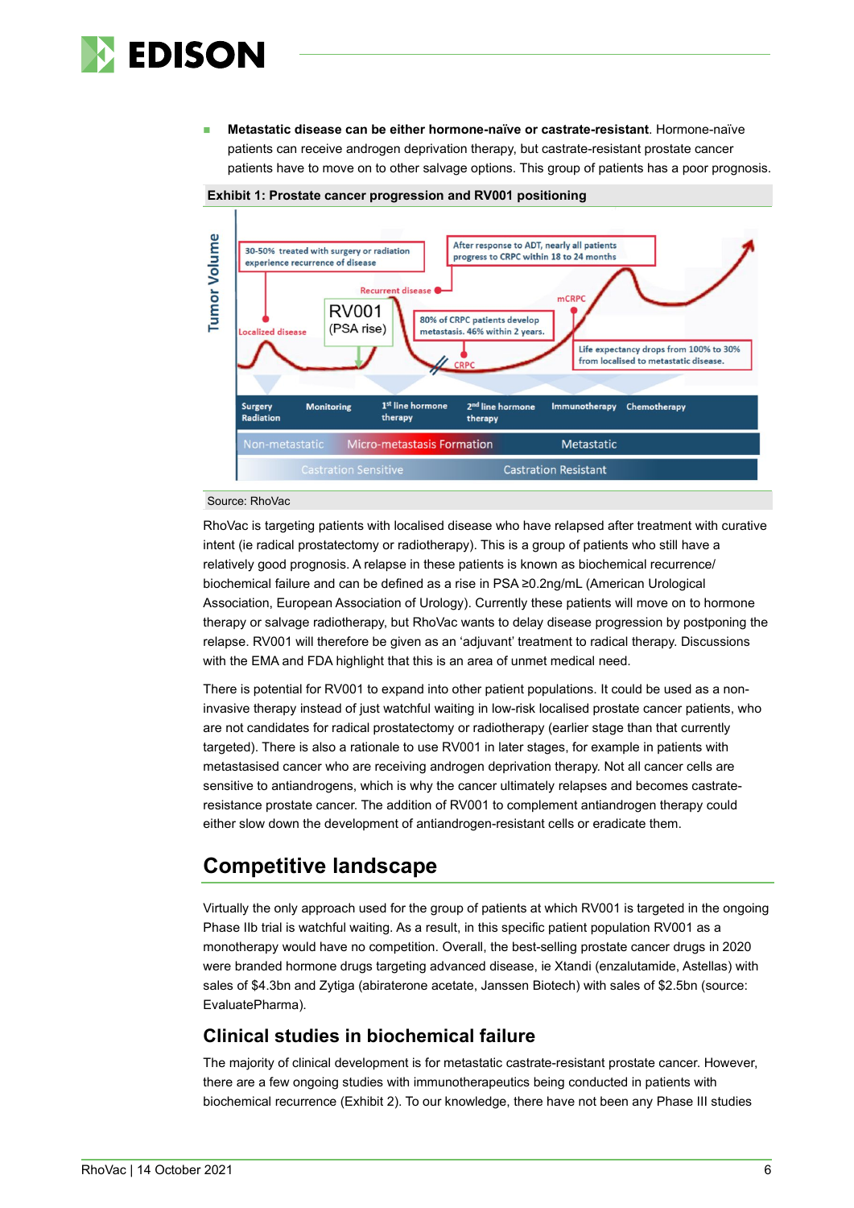- **Metastatic disease can be either hormone-naïve or castrate-resistant**. Hormone-naïve patients can receive androgen deprivation therapy, but castrate-resistant prostate cancer patients have to move on to other salvage options. This group of patients has a poor prognosis.

**Exhibit 1: Prostate cancer progression and RV001 positioning**

Source: RhoVac

RhoVac is targeting patients with localised disease who have relapsed after treatment with curative intent (ie radical prostatectomy or radiotherapy). This is a group of patients who still have a relatively good prognosis. A relapse in these patients is known as biochemical recurrence/ biochemical failure and can be defined as a rise in PSA ≥0.2ng/mL (American Urological Association, European Association of Urology). Currently these patients will move on to hormone therapy or salvage radiotherapy, but RhoVac wants to delay disease progression by postponing the relapse. RV001 will therefore be given as an 'adjuvant' treatment to radical therapy. Discussions with the EMA and FDA highlight that this is an area of unmet medical need.

There is potential for RV001 to expand into other patient populations. It could be used as a non-invasive therapy instead of just watchful waiting in low-risk localised prostate cancer patients, who are not candidates for radical prostatectomy or radiotherapy (earlier stage than that currently targeted). There is also a rationale to use RV001 in later stages, for example in patients with metastasised cancer who are receiving androgen deprivation therapy. Not all cancer cells are sensitive to antiandrogens, which is why the cancer ultimately relapses and becomes castrate-resistance prostate cancer. The addition of RV001 to complement antiandrogen therapy could either slow down the development of antiandrogen-resistant cells or eradicate them.

## Competitive landscape

Virtually the only approach used for the group of patients at which RV001 is targeted in the ongoing Phase IIb trial is watchful waiting. As a result, in this specific patient population RV001 as a monotherapy would have no competition. Overall, the best-selling prostate cancer drugs in 2020 were branded hormone drugs targeting advanced disease, ie Xtandi (enzalutamide, Astellas) with sales of $4.3bn and Zytiga (abiraterone acetate, Janssen Biotech) with sales of $2.5bn (source: EvaluatePharma).

### Clinical studies in biochemical failure

The majority of clinical development is for metastatic castrate-resistant prostate cancer. However, there are a few ongoing studies with immunotherapeutics being conducted in patients with biochemical recurrence (Exhibit 2). To our knowledge, there have not been any Phase III studies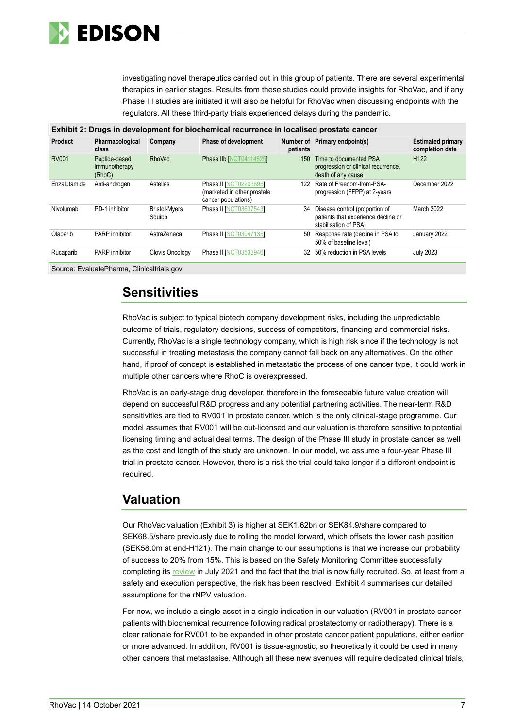investigating novel therapeutics carried out in this group of patients. There are several experimental therapies in earlier stages. Results from these studies could provide insights for RhoVac, and if any Phase III studies are initiated it will also be helpful for RhoVac when discussing endpoints with the regulators. All these third-party trials experienced delays during the pandemic.

**Exhibit 2: Drugs in development for biochemical recurrence in localised prostate cancer**

| Product | Pharmacological class | Company | Phase of development | Number of patients | Primary endpoint(s) | Estimated primary completion date |
|---|---|---|---|---|---|---|
| RV001 | Peptide-based immunotherapy (RhoC) | RhoVac | Phase IIb [NCT04114825] | 150 | Time to documented PSA progression or clinical recurrence, death of any cause | H122 |
| Enzalutamide | Anti-androgen | Astellas | Phase II [NCT02203695] (marketed in other prostate cancer populations) | 122 | Rate of Freedom-from-PSA-progression (FFPP) at 2-years | December 2022 |
| Nivolumab | PD-1 inhibitor | Bristol-Myers Squibb | Phase II [NCT03637543] | 34 | Disease control (proportion of patients that experience decline or stabilisation of PSA) | March 2022 |
| Olaparib | PARP inhibitor | AstraZeneca | Phase II [NCT03047135] | 50 | Response rate (decline in PSA to 50% of baseline level) | January 2022 |
| Rucaparib | PARP inhibitor | Clovis Oncology | Phase II [NCT03533946] | 32 | 50% reduction in PSA levels | July 2023 |

Source: EvaluatePharma, Clinicaltrials.gov

## Sensitivities

RhoVac is subject to typical biotech company development risks, including the unpredictable outcome of trials, regulatory decisions, success of competitors, financing and commercial risks. Currently, RhoVac is a single technology company, which is high risk since if the technology is not successful in treating metastasis the company cannot fall back on any alternatives. On the other hand, if proof of concept is established in metastatic the process of one cancer type, it could work in multiple other cancers where RhoC is overexpressed.

RhoVac is an early-stage drug developer, therefore in the foreseeable future value creation will depend on successful R&D progress and any potential partnering activities. The near-term R&D sensitivities are tied to RV001 in prostate cancer, which is the only clinical-stage programme. Our model assumes that RV001 will be out-licensed and our valuation is therefore sensitive to potential licensing timing and actual deal terms. The design of the Phase III study in prostate cancer as well as the cost and length of the study are unknown. In our model, we assume a four-year Phase III trial in prostate cancer. However, there is a risk the trial could take longer if a different endpoint is required.

## Valuation

Our RhoVac valuation (Exhibit 3) is higher at SEK1.62bn or SEK84.9/share compared to SEK68.5/share previously due to rolling the model forward, which offsets the lower cash position (SEK58.0m at end-H121). The main change to our assumptions is that we increase our probability of success to 20% from 15%. This is based on the Safety Monitoring Committee successfully completing its review in July 2021 and the fact that the trial is now fully recruited. So, at least from a safety and execution perspective, the risk has been resolved. Exhibit 4 summarises our detailed assumptions for the rNPV valuation.

For now, we include a single asset in a single indication in our valuation (RV001 in prostate cancer patients with biochemical recurrence following radical prostatectomy or radiotherapy). There is a clear rationale for RV001 to be expanded in other prostate cancer patient populations, either earlier or more advanced. In addition, RV001 is tissue-agnostic, so theoretically it could be used in many other cancers that metastasise. Although all these new avenues will require dedicated clinical trials,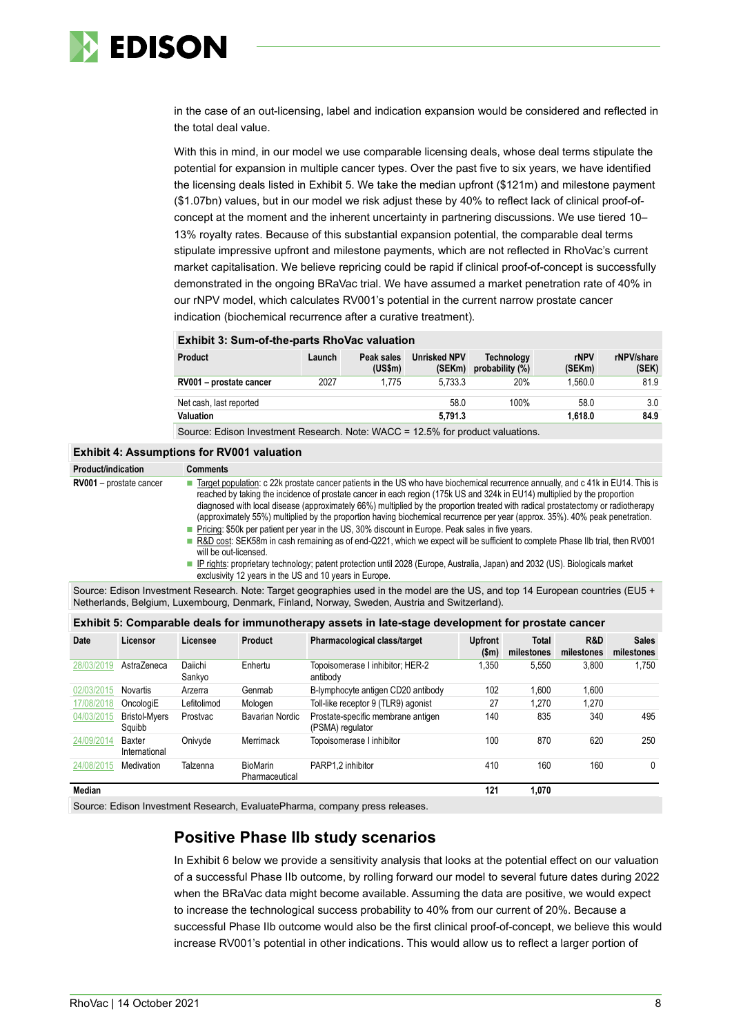in the case of an out-licensing, label and indication expansion would be considered and reflected in the total deal value.

With this in mind, in our model we use comparable licensing deals, whose deal terms stipulate the potential for expansion in multiple cancer types. Over the past five to six years, we have identified the licensing deals listed in Exhibit 5. We take the median upfront ($121m) and milestone payment ($1.07bn) values, but in our model we risk adjust these by 40% to reflect lack of clinical proof-of-concept at the moment and the inherent uncertainty in partnering discussions. We use tiered 10–13% royalty rates. Because of this substantial expansion potential, the comparable deal terms stipulate impressive upfront and milestone payments, which are not reflected in RhoVac's current market capitalisation. We believe repricing could be rapid if clinical proof-of-concept is successfully demonstrated in the ongoing BRaVac trial. We have assumed a market penetration rate of 40% in our rNPV model, which calculates RV001's potential in the current narrow prostate cancer indication (biochemical recurrence after a curative treatment).

**Exhibit 3: Sum-of-the-parts RhoVac valuation**

| Product | Launch | Peak sales (US$m) | Unrisked NPV (SEKm) | Technology probability (%) | rNPV (SEKm) | rNPV/share (SEK) |
|---|---|---|---|---|---|---|
| **RV001 – prostate cancer** | 2027 | 1,775 | 5,733.3 | 20% | 1,560.0 | 81.9 |
| Net cash, last reported | | | 58.0 | 100% | 58.0 | 3.0 |
| **Valuation** | | | **5,791.3** | | **1,618.0** | **84.9** |

Source: Edison Investment Research. Note: WACC = 12.5% for product valuations.

**Exhibit 4: Assumptions for RV001 valuation**

| Product/indication | Comments |
|---|---|
| **RV001** – prostate cancer | ■ Target population: c 22k prostate cancer patients in the US who have biochemical recurrence annually, and c 41k in EU14. This is reached by taking the incidence of prostate cancer in each region (175k US and 324k in EU14) multiplied by the proportion diagnosed with local disease (approximately 66%) multiplied by the proportion treated with radical prostatectomy or radiotherapy (approximately 55%) multiplied by the proportion having biochemical recurrence per year (approx. 35%). 40% peak penetration.<br>■ Pricing: $50k per patient per year in the US, 30% discount in Europe. Peak sales in five years.<br>■ R&D cost: SEK58m in cash remaining as of end-Q221, which we expect will be sufficient to complete Phase IIb trial, then RV001 will be out-licensed.<br>■ IP rights: proprietary technology; patent protection until 2028 (Europe, Australia, Japan) and 2032 (US). Biologicals market exclusivity 12 years in the US and 10 years in Europe. |

Source: Edison Investment Research. Note: Target geographies used in the model are the US, and top 14 European countries (EU5 + Netherlands, Belgium, Luxembourg, Denmark, Finland, Norway, Sweden, Austria and Switzerland).

**Exhibit 5: Comparable deals for immunotherapy assets in late-stage development for prostate cancer**

| Date | Licensor | Licensee | Product | Pharmacological class/target | Upfront ($m) | Total milestones | R&D milestones | Sales milestones |
|---|---|---|---|---|---|---|---|---|
| 28/03/2019 | AstraZeneca | Daiichi Sankyo | Enhertu | Topoisomerase I inhibitor; HER-2 antibody | 1,350 | 5,550 | 3,800 | 1,750 |
| 02/03/2015 | Novartis | Arzerra | Genmab | B-lymphocyte antigen CD20 antibody | 102 | 1,600 | 1,600 | |
| 17/08/2018 | OncologiE | Lefitolimod | Mologen | Toll-like receptor 9 (TLR9) agonist | 27 | 1,270 | 1,270 | |
| 04/03/2015 | Bristol-Myers Squibb | Prostvac | Bavarian Nordic | Prostate-specific membrane antigen (PSMA) regulator | 140 | 835 | 340 | 495 |
| 24/09/2014 | Baxter International | Onivyde | Merrimack | Topoisomerase I inhibitor | 100 | 870 | 620 | 250 |
| 24/08/2015 | Medivation | Talzenna | BioMarin Pharmaceutical | PARP1,2 inhibitor | 410 | 160 | 160 | 0 |
| **Median** | | | | | **121** | **1,070** | | |

Source: Edison Investment Research, EvaluatePharma, company press releases.

## Positive Phase IIb study scenarios

In Exhibit 6 below we provide a sensitivity analysis that looks at the potential effect on our valuation of a successful Phase IIb outcome, by rolling forward our model to several future dates during 2022 when the BRaVac data might become available. Assuming the data are positive, we would expect to increase the technological success probability to 40% from our current of 20%. Because a successful Phase IIb outcome would also be the first clinical proof-of-concept, we believe this would increase RV001's potential in other indications. This would allow us to reflect a larger portion of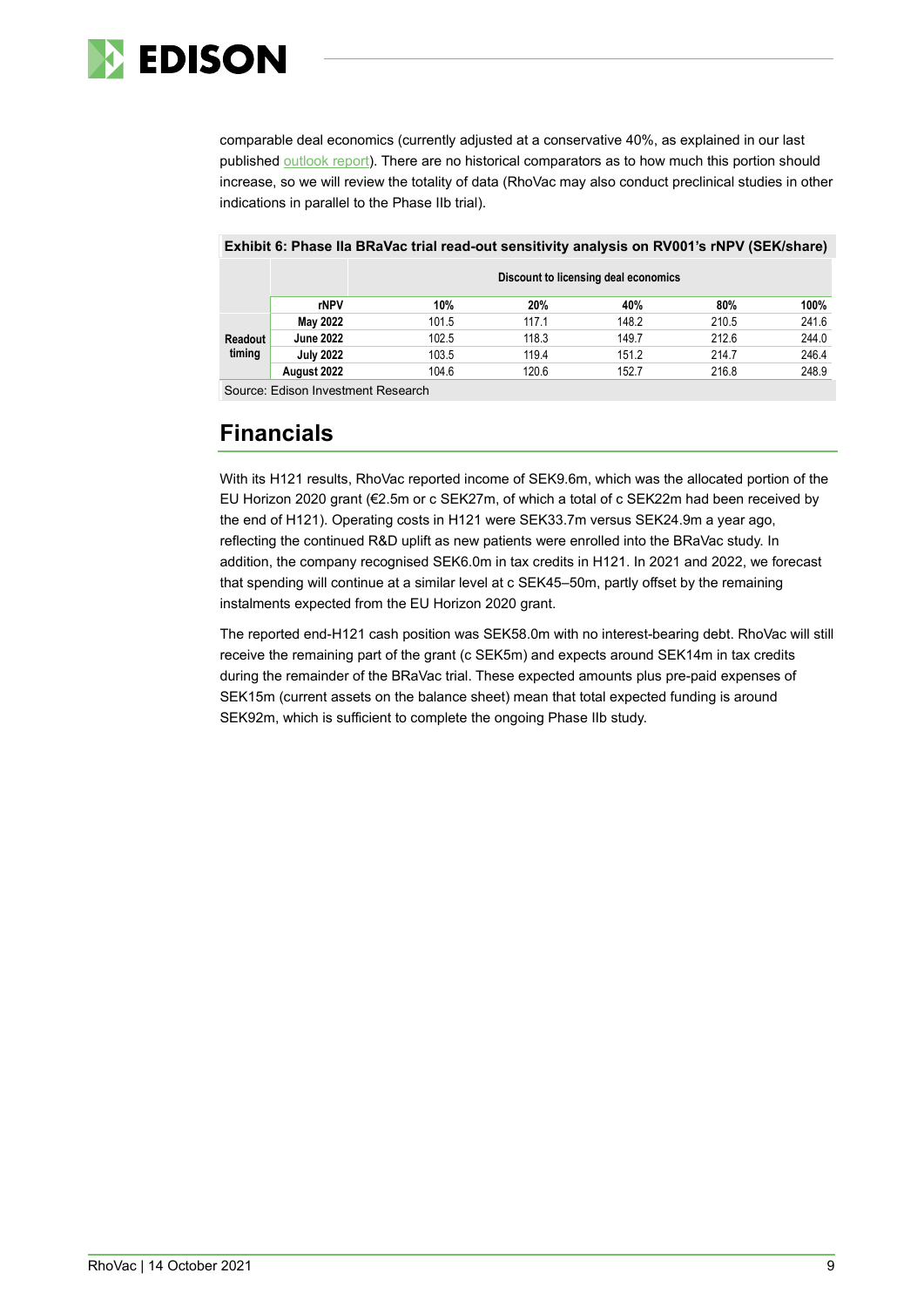comparable deal economics (currently adjusted at a conservative 40%, as explained in our last published [outlook report](outlook report)). There are no historical comparators as to how much this portion should increase, so we will review the totality of data (RhoVac may also conduct preclinical studies in other indications in parallel to the Phase IIb trial).

**Exhibit 6: Phase IIa BRaVac trial read-out sensitivity analysis on RV001's rNPV (SEK/share)**

| | | Discount to licensing deal economics | | | | |
|---|---|---|---|---|---|---|
| | **rNPV** | **10%** | **20%** | **40%** | **80%** | **100%** |
| **Readout timing** | **May 2022** | 101.5 | 117.1 | 148.2 | 210.5 | 241.6 |
| | **June 2022** | 102.5 | 118.3 | 149.7 | 212.6 | 244.0 |
| | **July 2022** | 103.5 | 119.4 | 151.2 | 214.7 | 246.4 |
| | **August 2022** | 104.6 | 120.6 | 152.7 | 216.8 | 248.9 |

Source: Edison Investment Research

## Financials

With its H121 results, RhoVac reported income of SEK9.6m, which was the allocated portion of the EU Horizon 2020 grant (€2.5m or c SEK27m, of which a total of c SEK22m had been received by the end of H121). Operating costs in H121 were SEK33.7m versus SEK24.9m a year ago, reflecting the continued R&D uplift as new patients were enrolled into the BRaVac study. In addition, the company recognised SEK6.0m in tax credits in H121. In 2021 and 2022, we forecast that spending will continue at a similar level at c SEK45–50m, partly offset by the remaining instalments expected from the EU Horizon 2020 grant.

The reported end-H121 cash position was SEK58.0m with no interest-bearing debt. RhoVac will still receive the remaining part of the grant (c SEK5m) and expects around SEK14m in tax credits during the remainder of the BRaVac trial. These expected amounts plus pre-paid expenses of SEK15m (current assets on the balance sheet) mean that total expected funding is around SEK92m, which is sufficient to complete the ongoing Phase IIb study.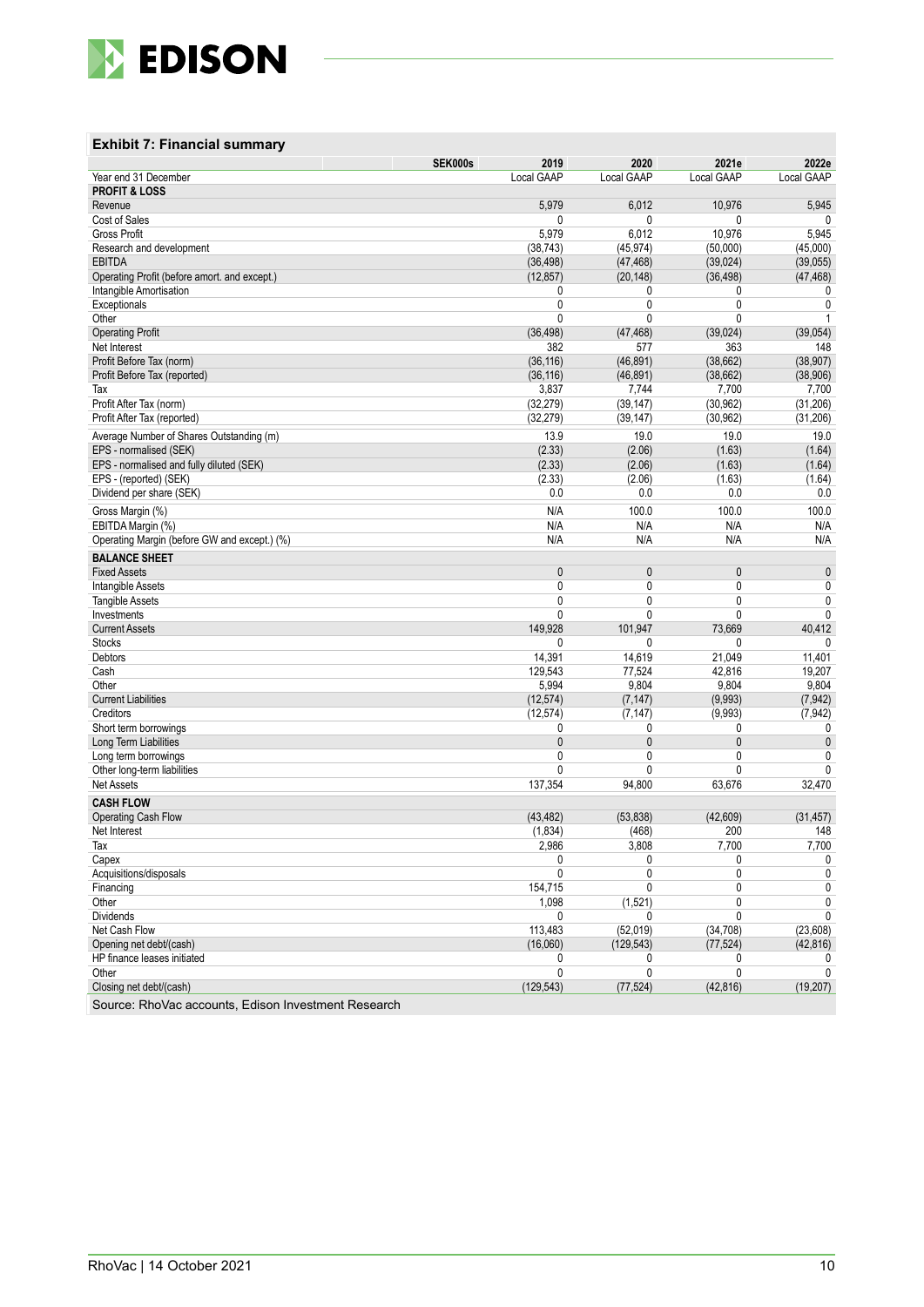### Exhibit 7: Financial summary

| SEK000s | 2019 | 2020 | 2021e | 2022e |
|---|---|---|---|---|
| Year end 31 December | Local GAAP | Local GAAP | Local GAAP | Local GAAP |
| **PROFIT & LOSS** | | | | |
| Revenue | 5,979 | 6,012 | 10,976 | 5,945 |
| Cost of Sales | 0 | 0 | 0 | 0 |
| Gross Profit | 5,979 | 6,012 | 10,976 | 5,945 |
| Research and development | (38,743) | (45,974) | (50,000) | (45,000) |
| EBITDA | (36,498) | (47,468) | (39,024) | (39,055) |
| Operating Profit (before amort. and except.) | (12,857) | (20,148) | (36,498) | (47,468) |
| Intangible Amortisation | 0 | 0 | 0 | 0 |
| Exceptionals | 0 | 0 | 0 | 0 |
| Other | 0 | 0 | 0 | 1 |
| Operating Profit | (36,498) | (47,468) | (39,024) | (39,054) |
| Net Interest | 382 | 577 | 363 | 148 |
| Profit Before Tax (norm) | (36,116) | (46,891) | (38,662) | (38,907) |
| Profit Before Tax (reported) | (36,116) | (46,891) | (38,662) | (38,906) |
| Tax | 3,837 | 7,744 | 7,700 | 7,700 |
| Profit After Tax (norm) | (32,279) | (39,147) | (30,962) | (31,206) |
| Profit After Tax (reported) | (32,279) | (39,147) | (30,962) | (31,206) |
| Average Number of Shares Outstanding (m) | 13.9 | 19.0 | 19.0 | 19.0 |
| EPS - normalised (SEK) | (2.33) | (2.06) | (1.63) | (1.64) |
| EPS - normalised and fully diluted (SEK) | (2.33) | (2.06) | (1.63) | (1.64) |
| EPS - (reported) (SEK) | (2.33) | (2.06) | (1.63) | (1.64) |
| Dividend per share (SEK) | 0.0 | 0.0 | 0.0 | 0.0 |
| Gross Margin (%) | N/A | 100.0 | 100.0 | 100.0 |
| EBITDA Margin (%) | N/A | N/A | N/A | N/A |
| Operating Margin (before GW and except.) (%) | N/A | N/A | N/A | N/A |
| **BALANCE SHEET** | | | | |
| Fixed Assets | 0 | 0 | 0 | 0 |
| Intangible Assets | 0 | 0 | 0 | 0 |
| Tangible Assets | 0 | 0 | 0 | 0 |
| Investments | 0 | 0 | 0 | 0 |
| Current Assets | 149,928 | 101,947 | 73,669 | 40,412 |
| Stocks | 0 | 0 | 0 | 0 |
| Debtors | 14,391 | 14,619 | 21,049 | 11,401 |
| Cash | 129,543 | 77,524 | 42,816 | 19,207 |
| Other | 5,994 | 9,804 | 9,804 | 9,804 |
| Current Liabilities | (12,574) | (7,147) | (9,993) | (7,942) |
| Creditors | (12,574) | (7,147) | (9,993) | (7,942) |
| Short term borrowings | 0 | 0 | 0 | 0 |
| Long Term Liabilities | 0 | 0 | 0 | 0 |
| Long term borrowings | 0 | 0 | 0 | 0 |
| Other long-term liabilities | 0 | 0 | 0 | 0 |
| Net Assets | 137,354 | 94,800 | 63,676 | 32,470 |
| **CASH FLOW** | | | | |
| Operating Cash Flow | (43,482) | (53,838) | (42,609) | (31,457) |
| Net Interest | (1,834) | (468) | 200 | 148 |
| Tax | 2,986 | 3,808 | 7,700 | 7,700 |
| Capex | 0 | 0 | 0 | 0 |
| Acquisitions/disposals | 0 | 0 | 0 | 0 |
| Financing | 154,715 | 0 | 0 | 0 |
| Other | 1,098 | (1,521) | 0 | 0 |
| Dividends | 0 | 0 | 0 | 0 |
| Net Cash Flow | 113,483 | (52,019) | (34,708) | (23,608) |
| Opening net debt/(cash) | (16,060) | (129,543) | (77,524) | (42,816) |
| HP finance leases initiated | 0 | 0 | 0 | 0 |
| Other | 0 | 0 | 0 | 0 |
| Closing net debt/(cash) | (129,543) | (77,524) | (42,816) | (19,207) |

Source: RhoVac accounts, Edison Investment Research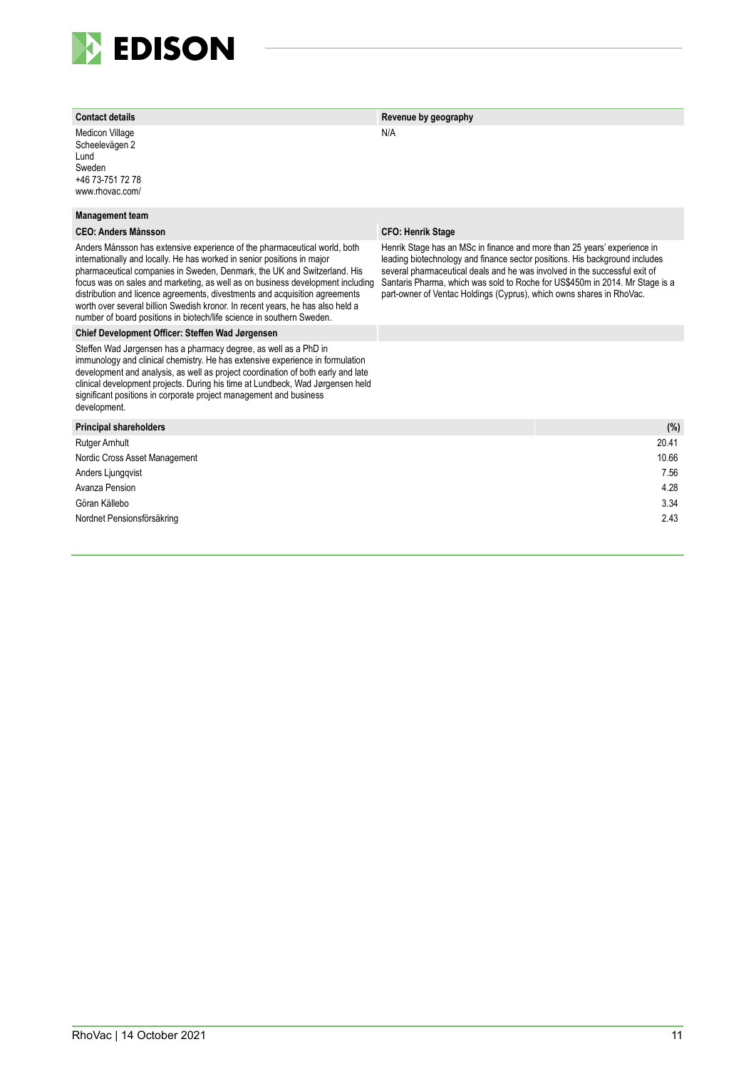**Contact details**

Medicon Village
Scheelevägen 2
Lund
Sweden
+46 73-751 72 78
www.rhovac.com/

**Revenue by geography**

N/A

**Management team**

**CEO: Anders Månsson**

Anders Månsson has extensive experience of the pharmaceutical world, both internationally and locally. He has worked in senior positions in major pharmaceutical companies in Sweden, Denmark, the UK and Switzerland. His focus was on sales and marketing, as well as on business development including distribution and licence agreements, divestments and acquisition agreements worth over several billion Swedish kronor. In recent years, he has also held a number of board positions in biotech/life science in southern Sweden.

**CFO: Henrik Stage**

Henrik Stage has an MSc in finance and more than 25 years' experience in leading biotechnology and finance sector positions. His background includes several pharmaceutical deals and he was involved in the successful exit of Santaris Pharma, which was sold to Roche for US$450m in 2014. Mr Stage is a part-owner of Ventac Holdings (Cyprus), which owns shares in RhoVac.

**Chief Development Officer: Steffen Wad Jørgensen**

Steffen Wad Jørgensen has a pharmacy degree, as well as a PhD in immunology and clinical chemistry. He has extensive experience in formulation development and analysis, as well as project coordination of both early and late clinical development projects. During his time at Lundbeck, Wad Jørgensen held significant positions in corporate project management and business development.

| Principal shareholders | (%) |
|---|---|
| Rutger Arnhult | 20.41 |
| Nordic Cross Asset Management | 10.66 |
| Anders Ljungqvist | 7.56 |
| Avanza Pension | 4.28 |
| Göran Källebo | 3.34 |
| Nordnet Pensionsförsäkring | 2.43 |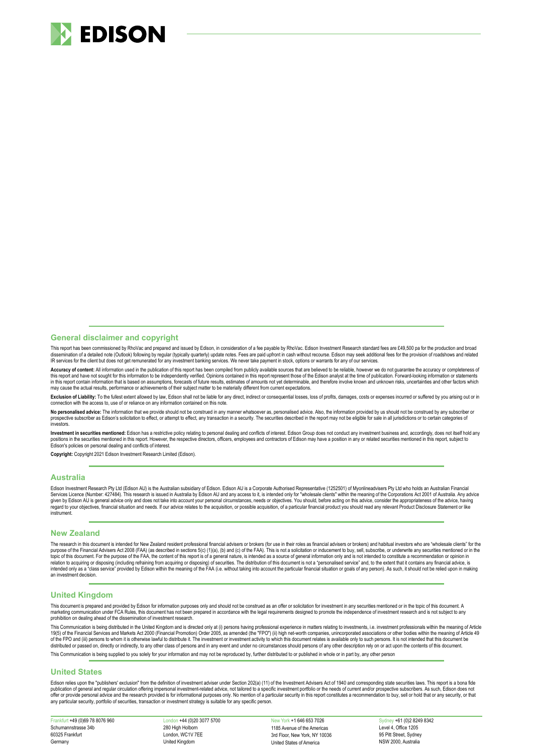## General disclaimer and copyright

This report has been commissioned by RhoVac and prepared and issued by Edison, in consideration of a fee payable by RhoVac. Edison Investment Research standard fees are £49,500 pa for the production and broad dissemination of a detailed note (Outlook) following by regular (typically quarterly) update notes. Fees are paid upfront in cash without recourse. Edison may seek additional fees for the provision of roadshows and related IR services for the client but does not get remunerated for any investment banking services. We never take payment in stock, options or warrants for any of our services.

**Accuracy of content:** All information used in the publication of this report has been compiled from publicly available sources that are believed to be reliable, however we do not guarantee the accuracy or completeness of this report and have not sought for this information to be independently verified. Opinions contained in this report represent those of the Edison analyst at the time of publication. Forward-looking information or statements in this report contain information that is based on assumptions, forecasts of future results, estimates of amounts not yet determinable, and therefore involve known and unknown risks, uncertainties and other factors which may cause the actual results, performance or achievements of their subject matter to be materially different from current expectations.

**Exclusion of Liability:** To the fullest extent allowed by law, Edison shall not be liable for any direct, indirect or consequential losses, loss of profits, damages, costs or expenses incurred or suffered by you arising out or in connection with the access to, use of or reliance on any information contained on this note.

**No personalised advice:** The information that we provide should not be construed in any manner whatsoever as, personalised advice. Also, the information provided by us should not be construed by any subscriber or prospective subscriber as Edison's solicitation to effect, or attempt to effect, any transaction in a security. The securities described in the report may not be eligible for sale in all jurisdictions or to certain categories of investors.

**Investment in securities mentioned:** Edison has a restrictive policy relating to personal dealing and conflicts of interest. Edison Group does not conduct any investment business and, accordingly, does not itself hold any positions in the securities mentioned in this report. However, the respective directors, officers, employees and contractors of Edison may have a position in any or related securities mentioned in this report, subject to Edison's policies on personal dealing and conflicts of interest.

**Copyright:** Copyright 2021 Edison Investment Research Limited (Edison).

## Australia

Edison Investment Research Pty Ltd (Edison AU) is the Australian subsidiary of Edison. Edison AU is a Corporate Authorised Representative (1252501) of Myonlineadvisers Pty Ltd who holds an Australian Financial Services Licence (Number: 427484). This research is issued in Australia by Edison AU and any access to it, is intended only for "wholesale clients" within the meaning of the Corporations Act 2001 of Australia. Any advice given by Edison AU is general advice only and does not take into account your personal circumstances, needs or objectives. You should, before acting on this advice, consider the appropriateness of the advice, having regard to your objectives, financial situation and needs. If our advice relates to the acquisition, or possible acquisition, of a particular financial product you should read any relevant Product Disclosure Statement or like instrument.

## New Zealand

The research in this document is intended for New Zealand resident professional financial advisers or brokers (for use in their roles as financial advisers or brokers) and habitual investors who are "wholesale clients" for the purpose of the Financial Advisers Act 2008 (FAA) (as described in sections 5(c) (1)(a), (b) and (c) of the FAA). This is not a solicitation or inducement to buy, sell, subscribe, or underwrite any securities mentioned or in the topic of this document. For the purpose of the FAA, the content of this report is of a general nature, is intended as a source of general information only and is not intended to constitute a recommendation or opinion in relation to acquiring or disposing (including refraining from acquiring or disposing) of securities. The distribution of this document is not a "personalised service" and, to the extent that it contains any financial advice, is intended only as a "class service" provided by Edison within the meaning of the FAA (i.e. without taking into account the particular financial situation or goals of any person). As such, it should not be relied upon in making an investment decision.

## United Kingdom

This document is prepared and provided by Edison for information purposes only and should not be construed as an offer or solicitation for investment in any securities mentioned or in the topic of this document. A marketing communication under FCA Rules, this document has not been prepared in accordance with the legal requirements designed to promote the independence of investment research and is not subject to any prohibition on dealing ahead of the dissemination of investment research.

This Communication is being distributed in the United Kingdom and is directed only at (i) persons having professional experience in matters relating to investments, i.e. investment professionals within the meaning of Article 19(5) of the Financial Services and Markets Act 2000 (Financial Promotion) Order 2005, as amended (the "FPO") (ii) high net-worth companies, unincorporated associations or other bodies within the meaning of Article 49 of the FPO and (iii) persons to whom it is otherwise lawful to distribute it. The investment or investment activity to which this document relates is available only to such persons. It is not intended that this document be distributed or passed on, directly or indirectly, to any other class of persons and in any event and under no circumstances should persons of any other description rely on or act upon the contents of this document.

This Communication is being supplied to you solely for your information and may not be reproduced by, further distributed to or published in whole or in part by, any other person

## United States

Edison relies upon the "publishers' exclusion" from the definition of investment adviser under Section 202(a) (11) of the Investment Advisers Act of 1940 and corresponding state securities laws. This report is a bona fide publication of general and regular circulation offering impersonal investment-related advice, not tailored to a specific investment portfolio or the needs of current and/or prospective subscribers. As such, Edison does not offer or provide personal advice and the research provided is for informational purposes only. No mention of a particular security in this report constitutes a recommendation to buy, sell or hold that or any security, or that any particular security, portfolio of securities, transaction or investment strategy is suitable for any specific person.

Frankfurt +49 (0)69 78 8076 960
Schumannstrasse 34b
60325 Frankfurt
Germany

London +44 (0)20 3077 5700
280 High Holborn
London, WC1V 7EE
United Kingdom

New York +1 646 653 7026
1185 Avenue of the Americas
3rd Floor, New York, NY 10036
United States of America

Sydney +61 (0)2 8249 8342
Level 4, Office 1205
95 Pitt Street, Sydney
NSW 2000, Australia